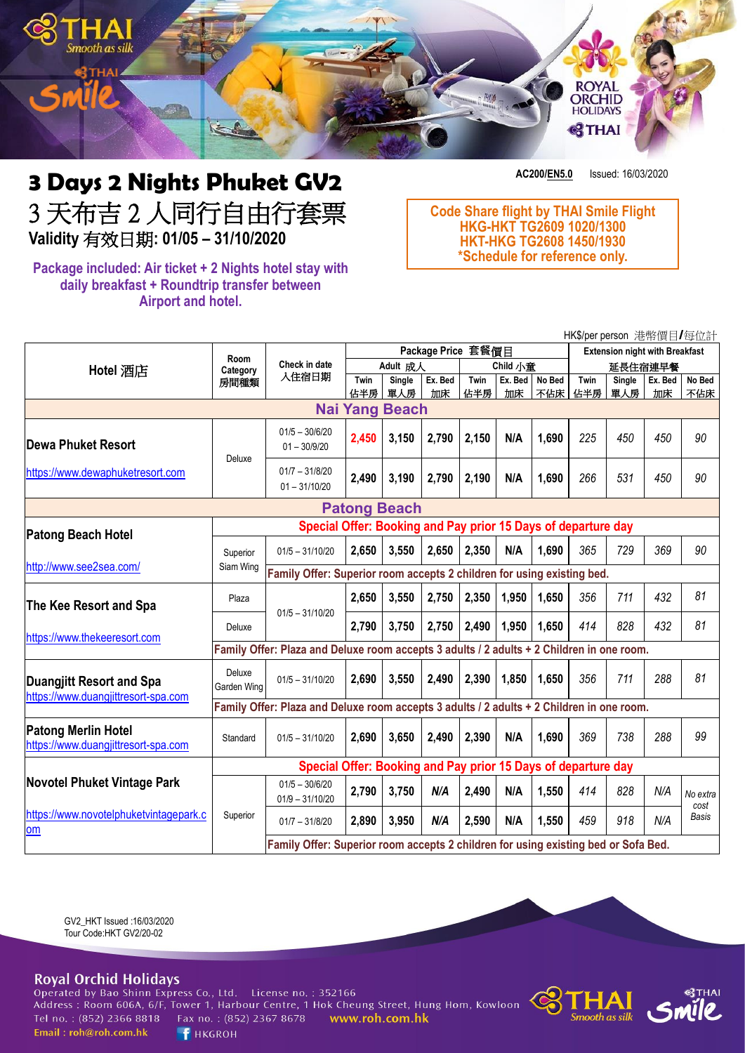# 3 Days 2 Nights Phuket GV2

# 3 天布吉 2 人同行自由行套票

**Validity 有效日期: 01/05 – 31/10/2020**

**AC200/EN5.0** Issued: 16/03/2020

**Package included: Air ticket + 2 Nights hotel stay with daily breakfast + Roundtrip transfer between Airport and hotel.**

**Code Share flight by THAI Smile Flight**
**HKG-HKT TG2609 1020/1300**
**HKT-HKG TG2608 1450/1930**
***Schedule for reference only.**

HK$/per person 港幣價目/每位計

| Hotel 酒店 | Room Category 房間種類 | Check in date 入住宿日期 | Package Price 套餐價目 | | | | | | Extension night with Breakfast 延長住宿連早餐 | | | |
|---|---|---|---|---|---|---|---|---|---|---|---|---|
| | | | Adult 成人 | | | Child 小童 | | | | | | |
| | | | Twin 佔半房 | Single 單人房 | Ex. Bed 加床 | Twin 佔半房 | Ex. Bed 加床 | No Bed 不佔床 | Twin 佔半房 | Single 單人房 | Ex. Bed 加床 | No Bed 不佔床 |
| **Nai Yang Beach** | | | | | | | | | | | | |
| **Dewa Phuket Resort** https://www.dewaphuketresort.com | Deluxe | 01/5 – 30/6/20 01 – 30/9/20 | 2,450 | 3,150 | 2,790 | 2,150 | N/A | 1,690 | 225 | 450 | 450 | 90 |
| | | 01/7 – 31/8/20 01 – 31/10/20 | 2,490 | 3,190 | 2,790 | 2,190 | N/A | 1,690 | 266 | 531 | 450 | 90 |
| **Patong Beach** | | | | | | | | | | | | |
| **Patong Beach Hotel** http://www.see2sea.com/ | Special Offer: Booking and Pay prior 15 Days of departure day | | | | | | | | | | | |
| | Superior Siam Wing | 01/5 – 31/10/20 | 2,650 | 3,550 | 2,650 | 2,350 | N/A | 1,690 | 365 | 729 | 369 | 90 |
| | | Family Offer: Superior room accepts 2 children for using existing bed. | | | | | | | | | | |
| **The Kee Resort and Spa** https://www.thekeeresort.com | Plaza | 01/5 – 31/10/20 | 2,650 | 3,550 | 2,750 | 2,350 | 1,950 | 1,650 | 356 | 711 | 432 | 81 |
| | Deluxe | | 2,790 | 3,750 | 2,750 | 2,490 | 1,950 | 1,650 | 414 | 828 | 432 | 81 |
| | Family Offer: Plaza and Deluxe room accepts 3 adults / 2 adults + 2 Children in one room. | | | | | | | | | | | |
| **Duangjitt Resort and Spa** https://www.duangjittresort-spa.com | Deluxe Garden Wing | 01/5 – 31/10/20 | 2,690 | 3,550 | 2,490 | 2,390 | 1,850 | 1,650 | 356 | 711 | 288 | 81 |
| | Family Offer: Plaza and Deluxe room accepts 3 adults / 2 adults + 2 Children in one room. | | | | | | | | | | | |
| **Patong Merlin Hotel** https://www.duangjittresort-spa.com | Standard | 01/5 – 31/10/20 | 2,690 | 3,650 | 2,490 | 2,390 | N/A | 1,690 | 369 | 738 | 288 | 99 |
| **Novotel Phuket Vintage Park** https://www.novotelphuketvintagepark.com | Special Offer: Booking and Pay prior 15 Days of departure day | | | | | | | | | | | |
| | Superior | 01/5 – 30/6/20 01/9 – 31/10/20 | 2,790 | 3,750 | N/A | 2,490 | N/A | 1,550 | 414 | 828 | N/A | No extra cost Basis |
| | | 01/7 – 31/8/20 | 2,890 | 3,950 | N/A | 2,590 | N/A | 1,550 | 459 | 918 | N/A | |
| | | Family Offer: Superior room accepts 2 children for using existing bed or Sofa Bed. | | | | | | | | | | |

GV2_HKT Issued :16/03/2020
Tour Code:HKT GV2/20-02

**Royal Orchid Holidays**
Operated by Bao Shinn Express Co., Ltd. License no. : 352166
Address : Room 606A, 6/F, Tower 1, Harbour Centre, 1 Hok Cheung Street, Hung Hom, Kowloon
Tel no. : (852) 2366 8818 Fax no. : (852) 2367 8678 www.roh.com.hk
Email : roh@roh.com.hk HKGROH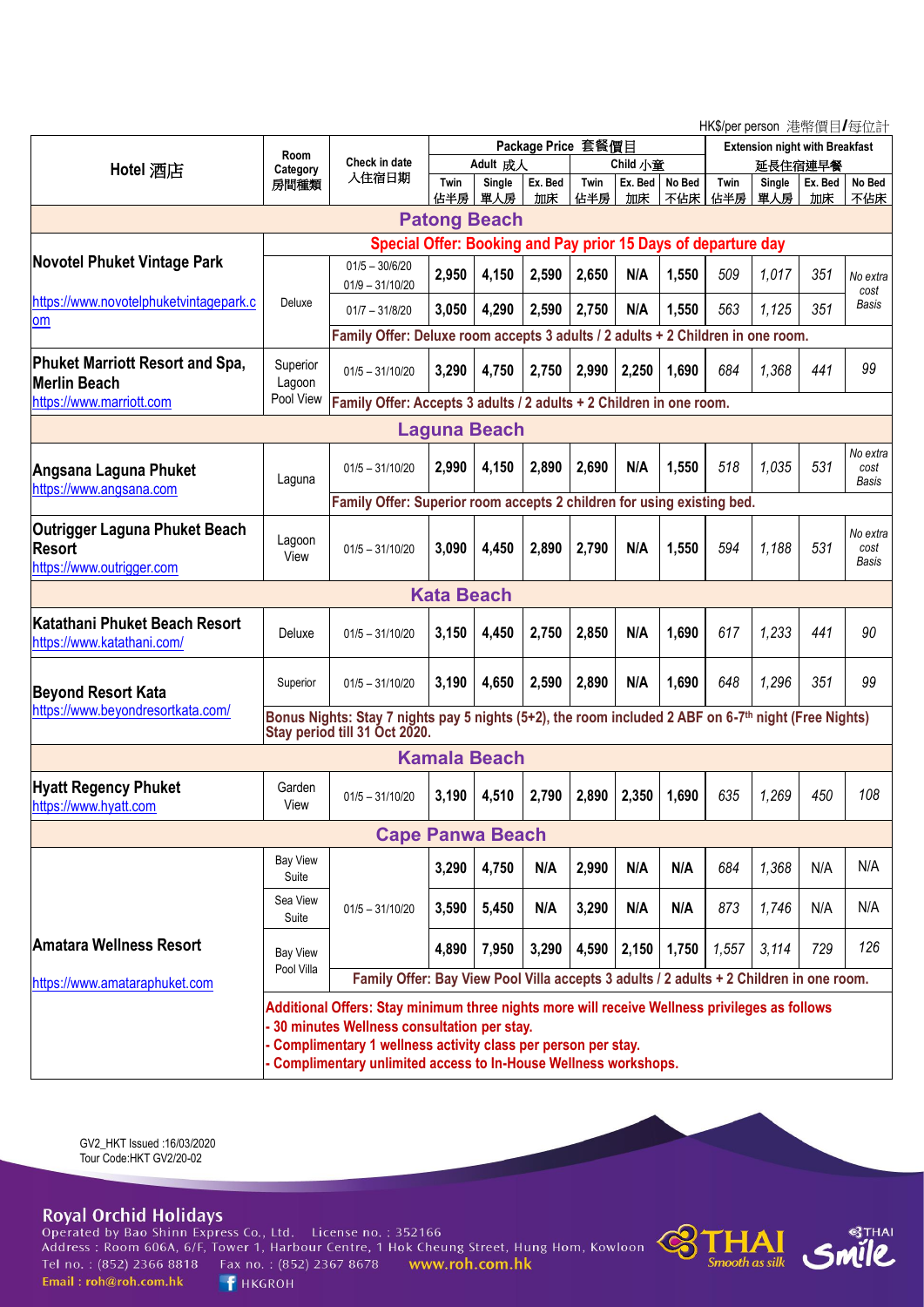HK$/per person 港幣價目/每位計

| Hotel 酒店 | Room Category 房間種類 | Check in date 入住宿日期 | Package Price 套餐價目 Adult 成人 Twin 佔半房 | Single 單人房 | Ex. Bed 加床 | Child 小童 Twin 佔半房 | Ex. Bed 加床 | No Bed 不佔床 | Extension night with Breakfast 延長住宿連早餐 Twin 佔半房 | Single 單人房 | Ex. Bed 加床 | No Bed 不佔床 |
|---|---|---|---|---|---|---|---|---|---|---|---|---|
| **Patong Beach** | | | | | | | | | | | | |
| **Novotel Phuket Vintage Park** https://www.novotelphuketvintagepark.com | | **Special Offer: Booking and Pay prior 15 Days of departure day** | | | | | | | | | | |
| | Deluxe | 01/5 – 30/6/20 01/9 – 31/10/20 | 2,950 | 4,150 | 2,590 | 2,650 | N/A | 1,550 | *509* | *1,017* | *351* | *No extra cost Basis* |
| | | 01/7 – 31/8/20 | 3,050 | 4,290 | 2,590 | 2,750 | N/A | 1,550 | *563* | *1,125* | *351* | |
| | | **Family Offer: Deluxe room accepts 3 adults / 2 adults + 2 Children in one room.** | | | | | | | | | | |
| **Phuket Marriott Resort and Spa, Merlin Beach** https://www.marriott.com | Superior Lagoon Pool View | 01/5 – 31/10/20 | 3,290 | 4,750 | 2,750 | 2,990 | 2,250 | 1,690 | *684* | *1,368* | *441* | *99* |
| | | **Family Offer: Accepts 3 adults / 2 adults + 2 Children in one room.** | | | | | | | | | | |
| **Laguna Beach** | | | | | | | | | | | | |
| **Angsana Laguna Phuket** https://www.angsana.com | Laguna | 01/5 – 31/10/20 | 2,990 | 4,150 | 2,890 | 2,690 | N/A | 1,550 | *518* | *1,035* | *531* | *No extra cost Basis* |
| | | **Family Offer: Superior room accepts 2 children for using existing bed.** | | | | | | | | | | |
| **Outrigger Laguna Phuket Beach Resort** https://www.outrigger.com | Lagoon View | 01/5 – 31/10/20 | 3,090 | 4,450 | 2,890 | 2,790 | N/A | 1,550 | *594* | *1,188* | *531* | *No extra cost Basis* |
| **Kata Beach** | | | | | | | | | | | | |
| **Katathani Phuket Beach Resort** https://www.katathani.com/ | Deluxe | 01/5 – 31/10/20 | 3,150 | 4,450 | 2,750 | 2,850 | N/A | 1,690 | *617* | *1,233* | *441* | *90* |
| **Beyond Resort Kata** https://www.beyondresortkata.com/ | Superior | 01/5 – 31/10/20 | 3,190 | 4,650 | 2,590 | 2,890 | N/A | 1,690 | *648* | *1,296* | *351* | *99* |
| | **Bonus Nights: Stay 7 nights pay 5 nights (5+2), the room included 2 ABF on 6-7th night (Free Nights) Stay period till 31 Oct 2020.** | | | | | | | | | | | |
| **Kamala Beach** | | | | | | | | | | | | |
| **Hyatt Regency Phuket** https://www.hyatt.com | Garden View | 01/5 – 31/10/20 | 3,190 | 4,510 | 2,790 | 2,890 | 2,350 | 1,690 | *635* | *1,269* | *450* | *108* |
| **Cape Panwa Beach** | | | | | | | | | | | | |
| **Amatara Wellness Resort** https://www.amataraphuket.com | Bay View Suite | 01/5 – 31/10/20 | 3,290 | 4,750 | N/A | 2,990 | N/A | N/A | *684* | *1,368* | N/A | N/A |
| | Sea View Suite | | 3,590 | 5,450 | N/A | 3,290 | N/A | N/A | *873* | *1,746* | N/A | N/A |
| | Bay View Pool Villa | | 4,890 | 7,950 | 3,290 | 4,590 | 2,150 | 1,750 | *1,557* | *3,114* | *729* | *126* |
| | | **Family Offer: Bay View Pool Villa accepts 3 adults / 2 adults + 2 Children in one room.** | | | | | | | | | | |
| | **Additional Offers: Stay minimum three nights more will receive Wellness privileges as follows - 30 minutes Wellness consultation per stay. - Complimentary 1 wellness activity class per person per stay. - Complimentary unlimited access to In-House Wellness workshops.** | | | | | | | | | | | |

GV2_HKT Issued :16/03/2020
Tour Code:HKT GV2/20-02

**Royal Orchid Holidays**
Operated by Bao Shinn Express Co., Ltd. License no. : 352166
Address : Room 606A, 6/F, Tower 1, Harbour Centre, 1 Hok Cheung Street, Hung Hom, Kowloon
Tel no. : (852) 2366 8818 Fax no. : (852) 2367 8678 www.roh.com.hk
Email : roh@roh.com.hk HKGROH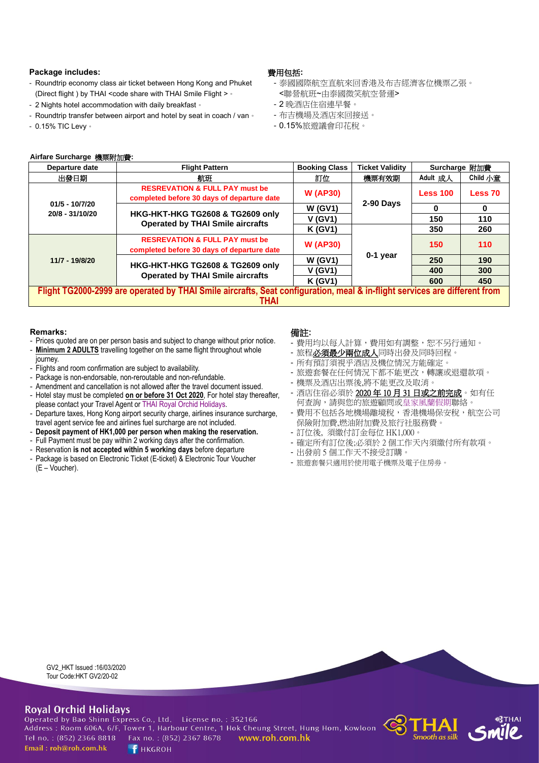**Package includes:**

- Roundtrip economy class air ticket between Hong Kong and Phuket (Direct flight ) by THAI <code share with THAI Smile Flight >。
- 2 Nights hotel accommodation with daily breakfast。
- Roundtrip transfer between airport and hotel by seat in coach / van。
- 0.15% TIC Levy。

**費用包括:**

- 泰國國際航空直航來回香港及布吉經濟客位機票乙張。<聯營航班~由泰國微笑航空營運>
- 2 晚酒店住宿連早餐。
- 布吉機場及酒店來回接送。
- 0.15%旅遊議會印花稅。

**Airfare Surcharge 機票附加費:**

| Departure date | Flight Pattern | Booking Class | Ticket Validity | Surcharge 附加費 | |
|---|---|---|---|---|---|
| 出發日期 | 航班 | 訂位 | 機票有效期 | Adult 成人 | Child 小童 |
| 01/5 - 10/7/20<br>20/8 - 31/10/20 | RESREVATION & FULL PAY must be completed before 30 days of departure date | W (AP30) | 2-90 Days | Less 100 | Less 70 |
| | HKG-HKT-HKG TG2608 & TG2609 only Operated by THAI Smile aircrafts | W (GV1) | | 0 | 0 |
| | | V (GV1) | | 150 | 110 |
| | | K (GV1) | | 350 | 260 |
| 11/7 - 19/8/20 | RESREVATION & FULL PAY must be completed before 30 days of departure date | W (AP30) | 0-1 year | 150 | 110 |
| | HKG-HKT-HKG TG2608 & TG2609 only Operated by THAI Smile aircrafts | W (GV1) | | 250 | 190 |
| | | V (GV1) | | 400 | 300 |
| | | K (GV1) | | 600 | 450 |
| **Flight TG2000-2999 are operated by THAI Smile aircrafts, Seat configuration, meal & in-flight services are different from THAI** | | | | | |

**Remarks:**

- Prices quoted are on per person basis and subject to change without prior notice.
- **Minimum 2 ADULTS** travelling together on the same flight throughout whole journey.
- Flights and room confirmation are subject to availability.
- Package is non-endorsable, non-reroutable and non-refundable.
- Amendment and cancellation is not allowed after the travel document issued.
- Hotel stay must be completed **on or before 31 Oct 2020**, For hotel stay thereafter, please contact your Travel Agent or THAI Royal Orchid Holidays.
- Departure taxes, Hong Kong airport security charge, airlines insurance surcharge, travel agent service fee and airlines fuel surcharge are not included.
- **Deposit payment of HK1,000 per person when making the reservation.**
- Full Payment must be pay within 2 working days after the confirmation.
- Reservation **is not accepted within 5 working days** before departure
- Package is based on Electronic Ticket (E-ticket) & Electronic Tour Voucher (E – Voucher).

**備註:**

- 費用均以每人計算，費用如有調整，恕不另行通知。
- 旅程**必須最少兩位成人**同時出發及同時回程。
- 所有預訂須視乎酒店及機位情況方能確定。
- 旅遊套餐在任何情況下都不能更改，轉讓或退還款項。
- 機票及酒店出票後,將不能更改及取消。
- 酒店住宿必須於 **2020 年 10 月 31 日或之前完成**。如有任何查詢，請與您的旅遊顧問或皇家風蘭假期聯絡。
- 費用不包括各地機場離境稅，香港機場保安稅，航空公司保險附加費,燃油附加費及旅行社服務費。
- 訂位後, 須繳付訂金每位 HK1,000。
- 確定所有訂位後;必須於 2 個工作天內須繳付所有款項。
- 出發前 5 個工作天不接受訂購。
- 旅遊套餐只適用於使用電子機票及電子住房券。

GV2_HKT Issued :16/03/2020
Tour Code:HKT GV2/20-02

**Royal Orchid Holidays**
Operated by Bao Shinn Express Co., Ltd. License no. : 352166
Address : Room 606A, 6/F, Tower 1, Harbour Centre, 1 Hok Cheung Street, Hung Hom, Kowloon
Tel no. : (852) 2366 8818 Fax no. : (852) 2367 8678 www.roh.com.hk
Email : roh@roh.com.hk HKGROH